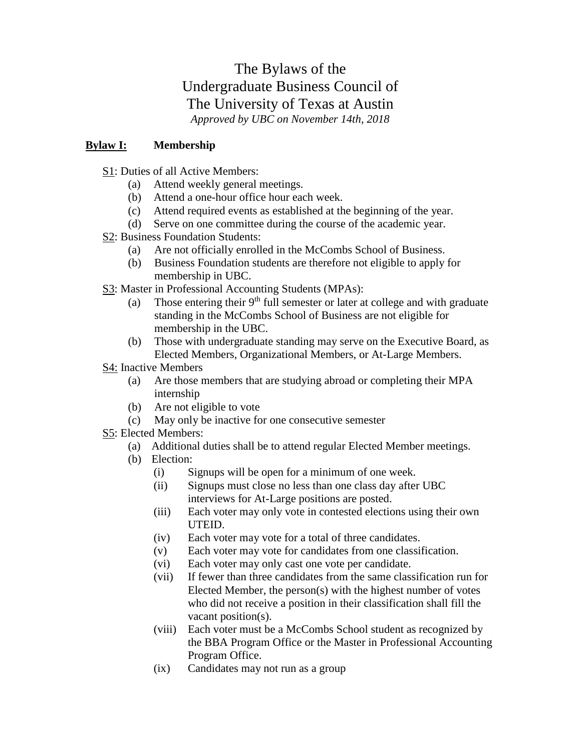# The Bylaws of the Undergraduate Business Council of The University of Texas at Austin

*Approved by UBC on November 14th, 2018*

## **Bylaw I:** Membership

S1: Duties of all Active Members:

- (a) Attend weekly general meetings.
- (b) Attend a one-hour office hour each week.
- (c) Attend required events as established at the beginning of the year.
- (d) Serve on one committee during the course of the academic year.

S2: Business Foundation Students:

- (a) Are not officially enrolled in the McCombs School of Business.
- (b) Business Foundation students are therefore not eligible to apply for membership in UBC.

S3: Master in Professional Accounting Students (MPAs):

- (a) Those entering their 9th full semester or later at college and with graduate standing in the McCombs School of Business are not eligible for membership in the UBC.
- (b) Those with undergraduate standing may serve on the Executive Board, as Elected Members, Organizational Members, or At-Large Members.

S4: Inactive Members

- (a) Are those members that are studying abroad or completing their MPA internship
- (b) Are not eligible to vote
- (c) May only be inactive for one consecutive semester

S5: Elected Members:

- (a) Additional duties shall be to attend regular Elected Member meetings.
- (b) Election:
  - (i) Signups will be open for a minimum of one week.
  - (ii) Signups must close no less than one class day after UBC interviews for At-Large positions are posted.
  - (iii) Each voter may only vote in contested elections using their own UTEID.
  - (iv) Each voter may vote for a total of three candidates.
  - (v) Each voter may vote for candidates from one classification.
  - (vi) Each voter may only cast one vote per candidate.
  - (vii) If fewer than three candidates from the same classification run for Elected Member, the person(s) with the highest number of votes who did not receive a position in their classification shall fill the vacant position(s).
  - (viii) Each voter must be a McCombs School student as recognized by the BBA Program Office or the Master in Professional Accounting Program Office.
  - (ix) Candidates may not run as a group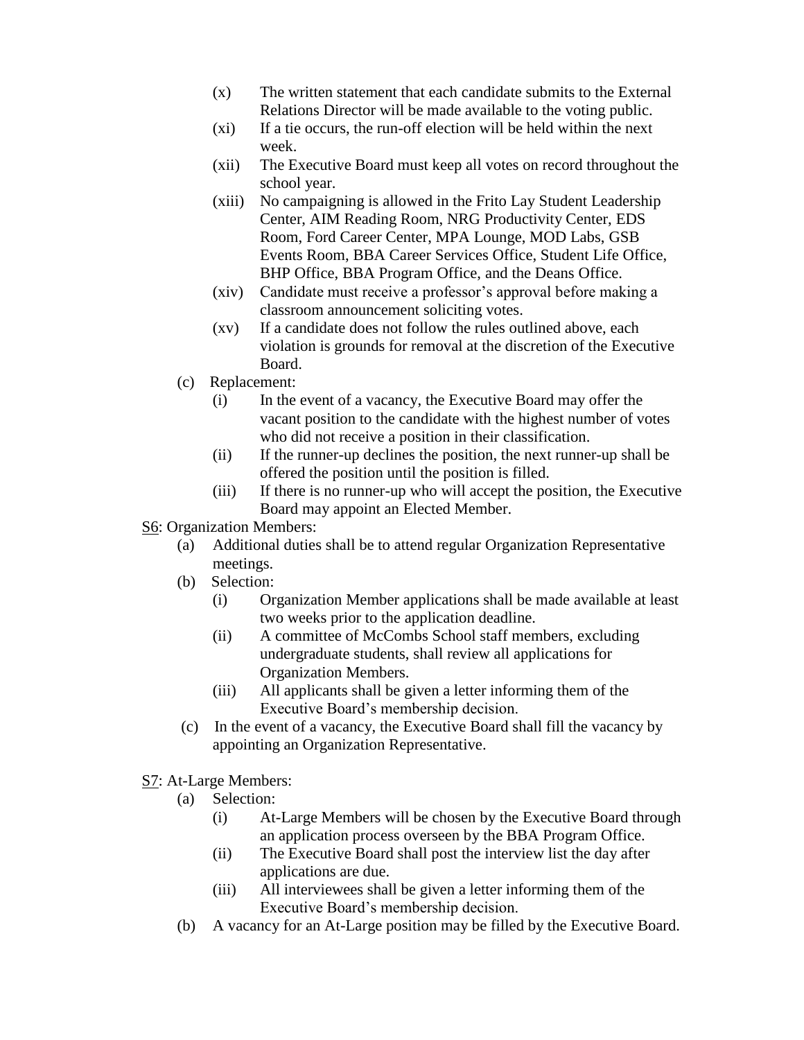- (x) The written statement that each candidate submits to the External Relations Director will be made available to the voting public.
- (xi) If a tie occurs, the run-off election will be held within the next week.
- (xii) The Executive Board must keep all votes on record throughout the school year.
- (xiii) No campaigning is allowed in the Frito Lay Student Leadership Center, AIM Reading Room, NRG Productivity Center, EDS Room, Ford Career Center, MPA Lounge, MOD Labs, GSB Events Room, BBA Career Services Office, Student Life Office, BHP Office, BBA Program Office, and the Deans Office.
- (xiv) Candidate must receive a professor's approval before making a classroom announcement soliciting votes.
- (xv) If a candidate does not follow the rules outlined above, each violation is grounds for removal at the discretion of the Executive Board.

(c) Replacement:

- (i) In the event of a vacancy, the Executive Board may offer the vacant position to the candidate with the highest number of votes who did not receive a position in their classification.
- (ii) If the runner-up declines the position, the next runner-up shall be offered the position until the position is filled.
- (iii) If there is no runner-up who will accept the position, the Executive Board may appoint an Elected Member.

<u>S6</u>: Organization Members:

(a) Additional duties shall be to attend regular Organization Representative meetings.

(b) Selection:

- (i) Organization Member applications shall be made available at least two weeks prior to the application deadline.
- (ii) A committee of McCombs School staff members, excluding undergraduate students, shall review all applications for Organization Members.
- (iii) All applicants shall be given a letter informing them of the Executive Board's membership decision.

(c) In the event of a vacancy, the Executive Board shall fill the vacancy by appointing an Organization Representative.

<u>S7</u>: At-Large Members:

(a) Selection:

- (i) At-Large Members will be chosen by the Executive Board through an application process overseen by the BBA Program Office.
- (ii) The Executive Board shall post the interview list the day after applications are due.
- (iii) All interviewees shall be given a letter informing them of the Executive Board's membership decision.

(b) A vacancy for an At-Large position may be filled by the Executive Board.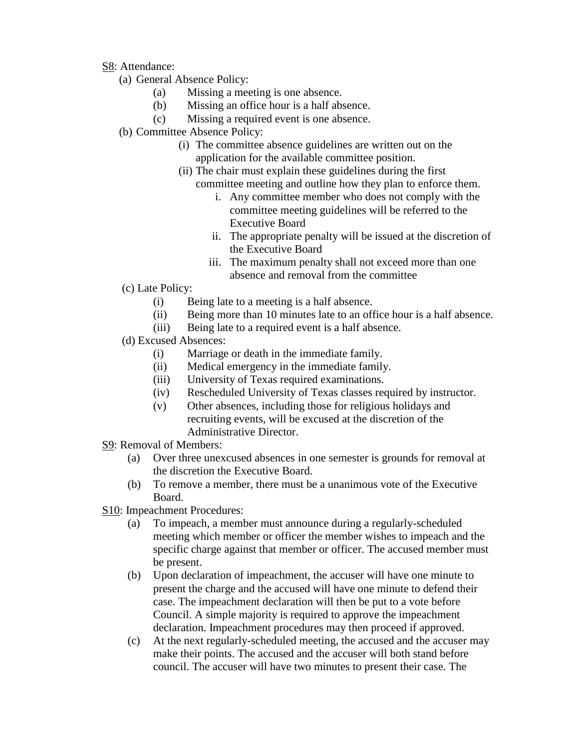<u>S8</u>: Attendance:

(a) General Absence Policy:

- (a) Missing a meeting is one absence.
- (b) Missing an office hour is a half absence.
- (c) Missing a required event is one absence.

(b) Committee Absence Policy:

- (i) The committee absence guidelines are written out on the application for the available committee position.
- (ii) The chair must explain these guidelines during the first committee meeting and outline how they plan to enforce them.
    - i. Any committee member who does not comply with the committee meeting guidelines will be referred to the Executive Board
    - ii. The appropriate penalty will be issued at the discretion of the Executive Board
    - iii. The maximum penalty shall not exceed more than one absence and removal from the committee

(c) Late Policy:

- (i) Being late to a meeting is a half absence.
- (ii) Being more than 10 minutes late to an office hour is a half absence.
- (iii) Being late to a required event is a half absence.

(d) Excused Absences:

- (i) Marriage or death in the immediate family.
- (ii) Medical emergency in the immediate family.
- (iii) University of Texas required examinations.
- (iv) Rescheduled University of Texas classes required by instructor.
- (v) Other absences, including those for religious holidays and recruiting events, will be excused at the discretion of the Administrative Director.

<u>S9</u>: Removal of Members:

- (a) Over three unexcused absences in one semester is grounds for removal at the discretion the Executive Board.
- (b) To remove a member, there must be a unanimous vote of the Executive Board.

<u>S10</u>: Impeachment Procedures:

- (a) To impeach, a member must announce during a regularly-scheduled meeting which member or officer the member wishes to impeach and the specific charge against that member or officer. The accused member must be present.
- (b) Upon declaration of impeachment, the accuser will have one minute to present the charge and the accused will have one minute to defend their case. The impeachment declaration will then be put to a vote before Council. A simple majority is required to approve the impeachment declaration. Impeachment procedures may then proceed if approved.
- (c) At the next regularly-scheduled meeting, the accused and the accuser may make their points. The accused and the accuser will both stand before council. The accuser will have two minutes to present their case. The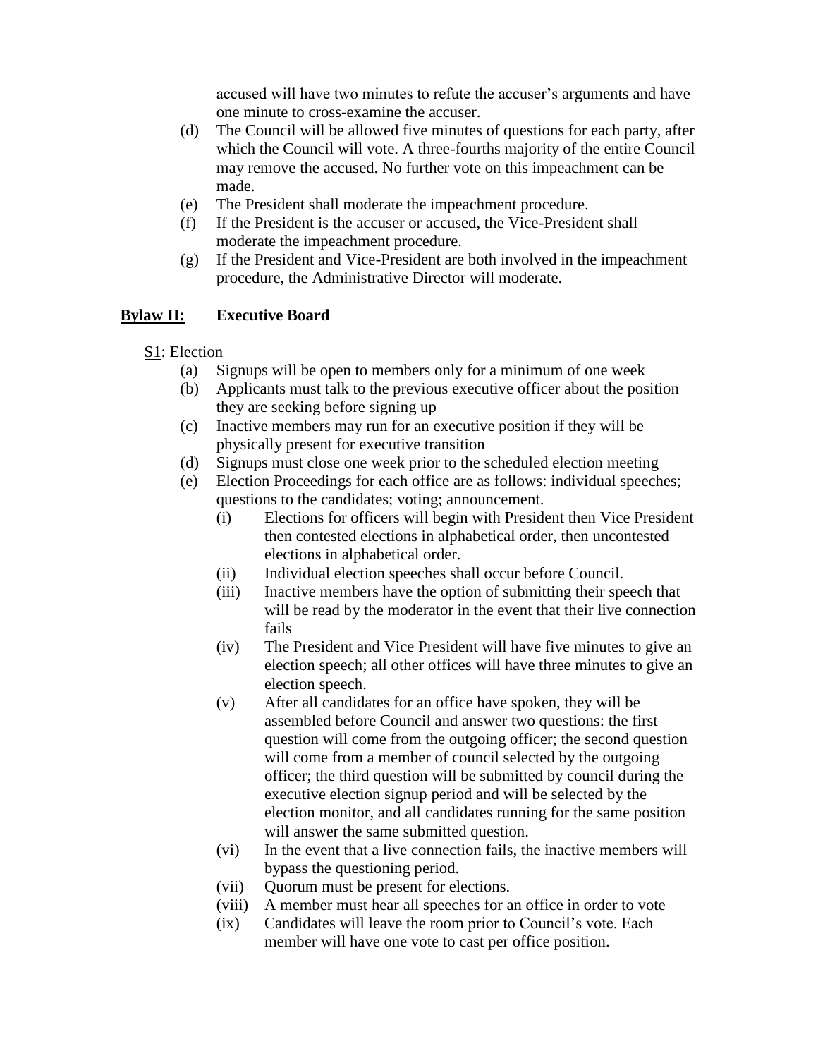accused will have two minutes to refute the accuser's arguments and have one minute to cross-examine the accuser.

(d) The Council will be allowed five minutes of questions for each party, after which the Council will vote. A three-fourths majority of the entire Council may remove the accused. No further vote on this impeachment can be made.

(e) The President shall moderate the impeachment procedure.

(f) If the President is the accuser or accused, the Vice-President shall moderate the impeachment procedure.

(g) If the President and Vice-President are both involved in the impeachment procedure, the Administrative Director will moderate.

## **Bylaw II:** Executive Board

S1: Election

(a) Signups will be open to members only for a minimum of one week

(b) Applicants must talk to the previous executive officer about the position they are seeking before signing up

(c) Inactive members may run for an executive position if they will be physically present for executive transition

(d) Signups must close one week prior to the scheduled election meeting

(e) Election Proceedings for each office are as follows: individual speeches; questions to the candidates; voting; announcement.

- (i) Elections for officers will begin with President then Vice President then contested elections in alphabetical order, then uncontested elections in alphabetical order.
- (ii) Individual election speeches shall occur before Council.
- (iii) Inactive members have the option of submitting their speech that will be read by the moderator in the event that their live connection fails
- (iv) The President and Vice President will have five minutes to give an election speech; all other offices will have three minutes to give an election speech.
- (v) After all candidates for an office have spoken, they will be assembled before Council and answer two questions: the first question will come from the outgoing officer; the second question will come from a member of council selected by the outgoing officer; the third question will be submitted by council during the executive election signup period and will be selected by the election monitor, and all candidates running for the same position will answer the same submitted question.
- (vi) In the event that a live connection fails, the inactive members will bypass the questioning period.
- (vii) Quorum must be present for elections.
- (viii) A member must hear all speeches for an office in order to vote
- (ix) Candidates will leave the room prior to Council's vote. Each member will have one vote to cast per office position.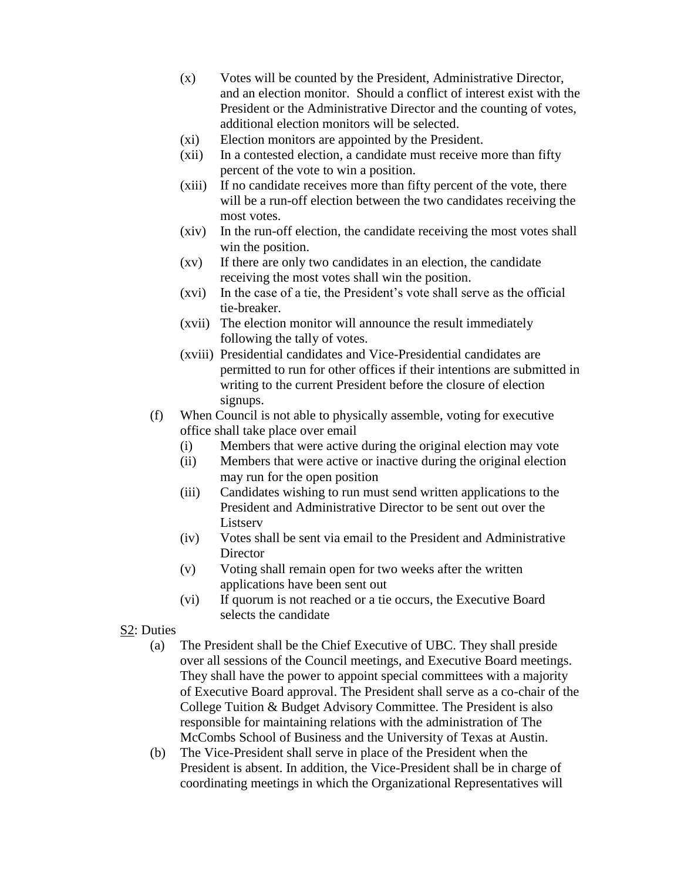- (x) Votes will be counted by the President, Administrative Director, and an election monitor. Should a conflict of interest exist with the President or the Administrative Director and the counting of votes, additional election monitors will be selected.
- (xi) Election monitors are appointed by the President.
- (xii) In a contested election, a candidate must receive more than fifty percent of the vote to win a position.
- (xiii) If no candidate receives more than fifty percent of the vote, there will be a run-off election between the two candidates receiving the most votes.
- (xiv) In the run-off election, the candidate receiving the most votes shall win the position.
- (xv) If there are only two candidates in an election, the candidate receiving the most votes shall win the position.
- (xvi) In the case of a tie, the President's vote shall serve as the official tie-breaker.
- (xvii) The election monitor will announce the result immediately following the tally of votes.
- (xviii) Presidential candidates and Vice-Presidential candidates are permitted to run for other offices if their intentions are submitted in writing to the current President before the closure of election signups.

(f) When Council is not able to physically assemble, voting for executive office shall take place over email

- (i) Members that were active during the original election may vote
- (ii) Members that were active or inactive during the original election may run for the open position
- (iii) Candidates wishing to run must send written applications to the President and Administrative Director to be sent out over the Listserv
- (iv) Votes shall be sent via email to the President and Administrative Director
- (v) Voting shall remain open for two weeks after the written applications have been sent out
- (vi) If quorum is not reached or a tie occurs, the Executive Board selects the candidate

<u>S2</u>: Duties

(a) The President shall be the Chief Executive of UBC. They shall preside over all sessions of the Council meetings, and Executive Board meetings. They shall have the power to appoint special committees with a majority of Executive Board approval. The President shall serve as a co-chair of the College Tuition & Budget Advisory Committee. The President is also responsible for maintaining relations with the administration of The McCombs School of Business and the University of Texas at Austin.

(b) The Vice-President shall serve in place of the President when the President is absent. In addition, the Vice-President shall be in charge of coordinating meetings in which the Organizational Representatives will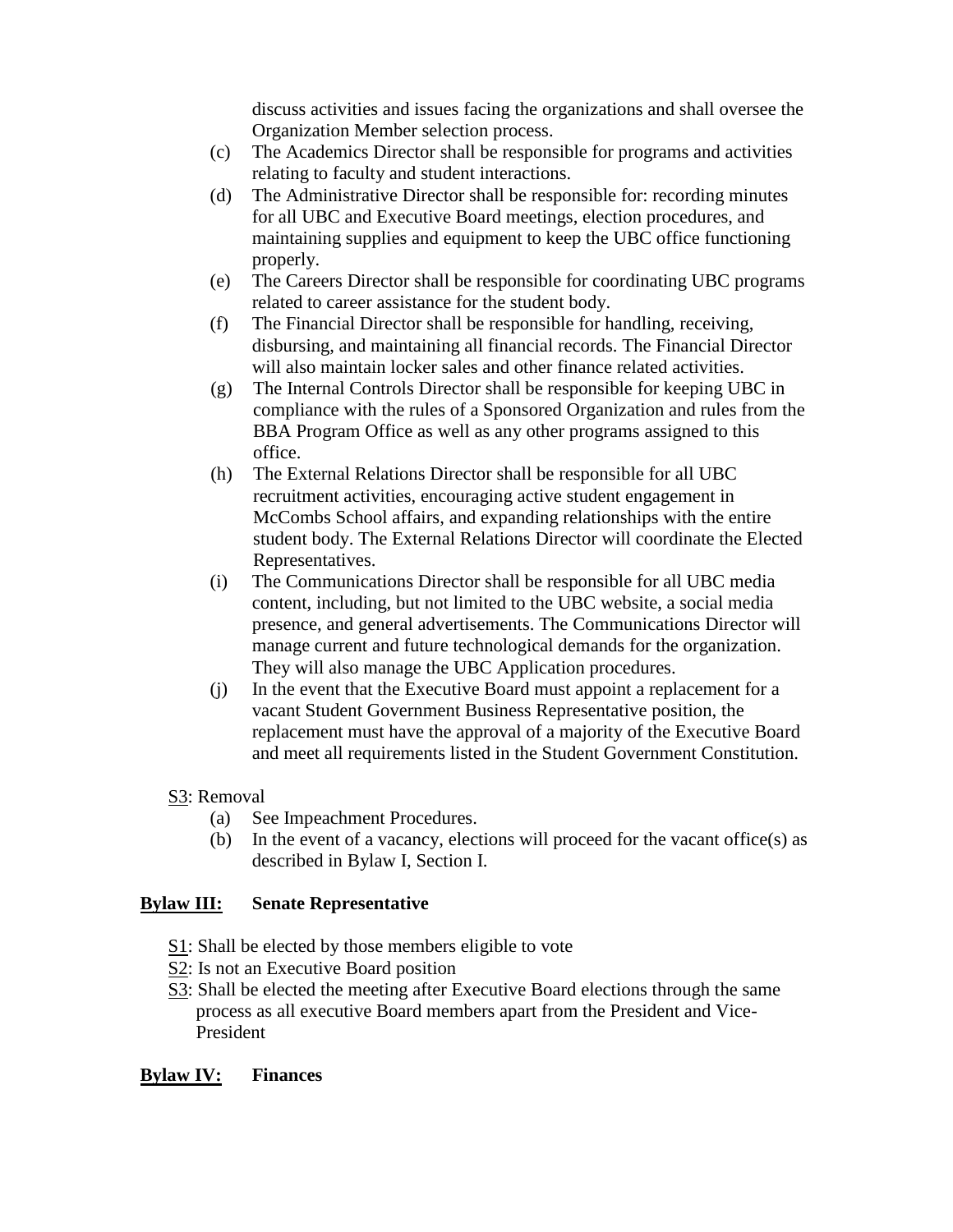discuss activities and issues facing the organizations and shall oversee the Organization Member selection process.

(c) The Academics Director shall be responsible for programs and activities relating to faculty and student interactions.

(d) The Administrative Director shall be responsible for: recording minutes for all UBC and Executive Board meetings, election procedures, and maintaining supplies and equipment to keep the UBC office functioning properly.

(e) The Careers Director shall be responsible for coordinating UBC programs related to career assistance for the student body.

(f) The Financial Director shall be responsible for handling, receiving, disbursing, and maintaining all financial records. The Financial Director will also maintain locker sales and other finance related activities.

(g) The Internal Controls Director shall be responsible for keeping UBC in compliance with the rules of a Sponsored Organization and rules from the BBA Program Office as well as any other programs assigned to this office.

(h) The External Relations Director shall be responsible for all UBC recruitment activities, encouraging active student engagement in McCombs School affairs, and expanding relationships with the entire student body. The External Relations Director will coordinate the Elected Representatives.

(i) The Communications Director shall be responsible for all UBC media content, including, but not limited to the UBC website, a social media presence, and general advertisements. The Communications Director will manage current and future technological demands for the organization. They will also manage the UBC Application procedures.

(j) In the event that the Executive Board must appoint a replacement for a vacant Student Government Business Representative position, the replacement must have the approval of a majority of the Executive Board and meet all requirements listed in the Student Government Constitution.

<u>S3</u>: Removal

(a) See Impeachment Procedures.

(b) In the event of a vacancy, elections will proceed for the vacant office(s) as described in Bylaw I, Section I.

## <u>Bylaw III:</u> Senate Representative

<u>S1</u>: Shall be elected by those members eligible to vote

<u>S2</u>: Is not an Executive Board position

<u>S3</u>: Shall be elected the meeting after Executive Board elections through the same process as all executive Board members apart from the President and Vice-President

## <u>Bylaw IV:</u> Finances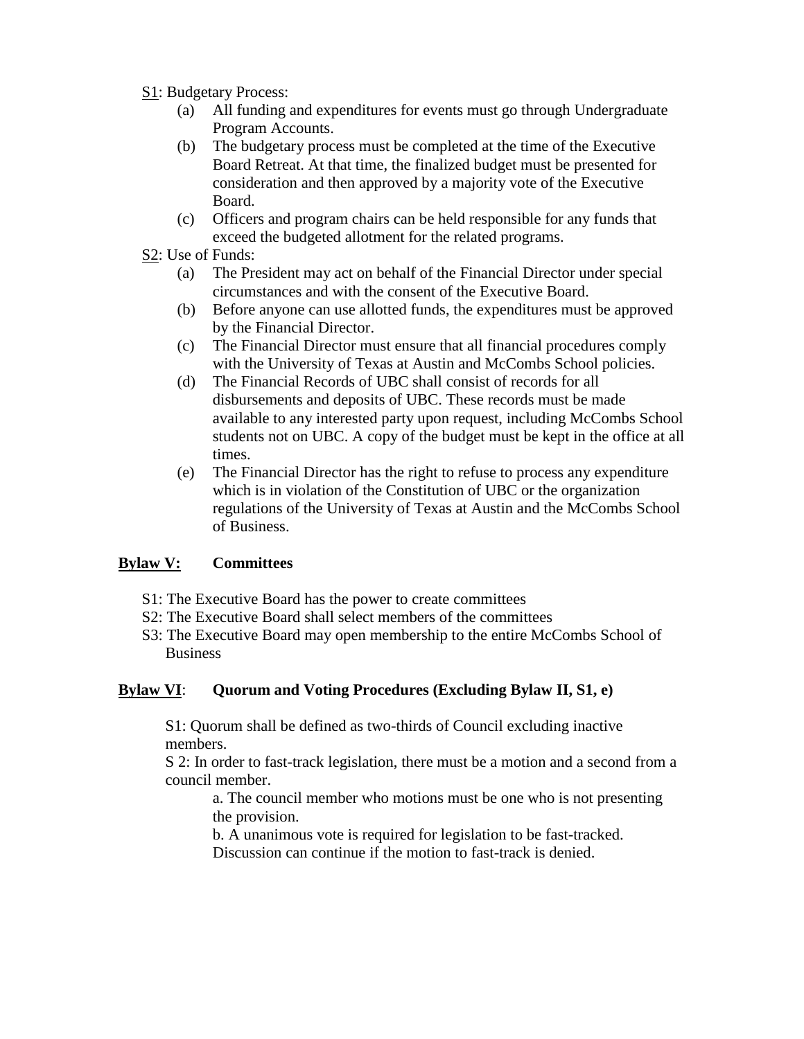S1: Budgetary Process:

- (a) All funding and expenditures for events must go through Undergraduate Program Accounts.
- (b) The budgetary process must be completed at the time of the Executive Board Retreat. At that time, the finalized budget must be presented for consideration and then approved by a majority vote of the Executive Board.
- (c) Officers and program chairs can be held responsible for any funds that exceed the budgeted allotment for the related programs.

S2: Use of Funds:

- (a) The President may act on behalf of the Financial Director under special circumstances and with the consent of the Executive Board.
- (b) Before anyone can use allotted funds, the expenditures must be approved by the Financial Director.
- (c) The Financial Director must ensure that all financial procedures comply with the University of Texas at Austin and McCombs School policies.
- (d) The Financial Records of UBC shall consist of records for all disbursements and deposits of UBC. These records must be made available to any interested party upon request, including McCombs School students not on UBC. A copy of the budget must be kept in the office at all times.
- (e) The Financial Director has the right to refuse to process any expenditure which is in violation of the Constitution of UBC or the organization regulations of the University of Texas at Austin and the McCombs School of Business.

## Bylaw V: Committees

S1: The Executive Board has the power to create committees

S2: The Executive Board shall select members of the committees

S3: The Executive Board may open membership to the entire McCombs School of Business

## Bylaw VI: Quorum and Voting Procedures (Excluding Bylaw II, S1, e)

S1: Quorum shall be defined as two-thirds of Council excluding inactive members.

S 2: In order to fast-track legislation, there must be a motion and a second from a council member.

a. The council member who motions must be one who is not presenting the provision.

b. A unanimous vote is required for legislation to be fast-tracked. Discussion can continue if the motion to fast-track is denied.